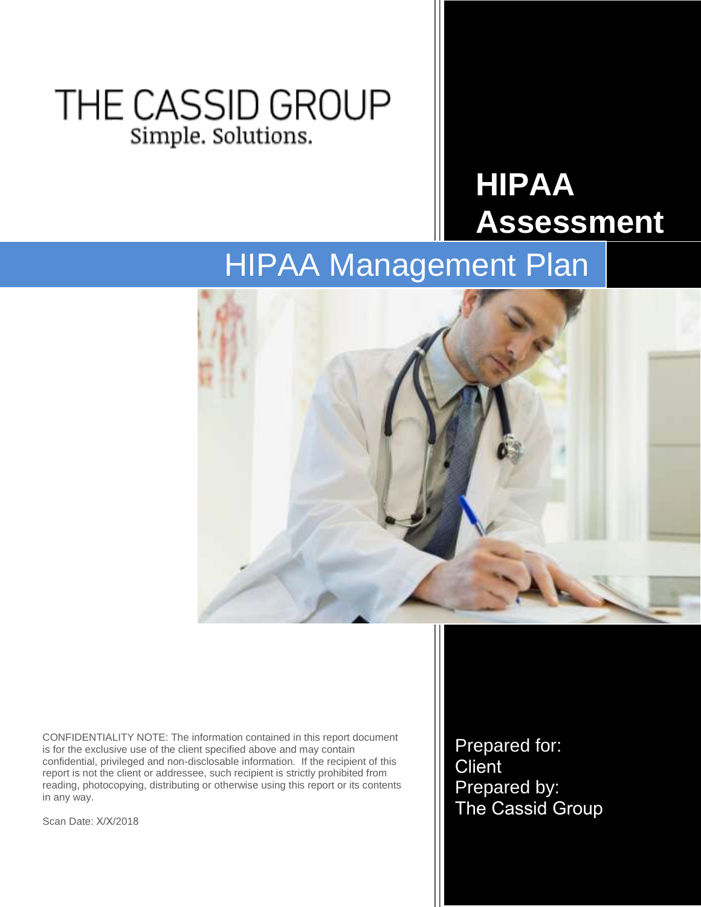THE CASSID GROUP

Simple. Solutions.

# HIPAA Assessment

## HIPAA Management Plan

CONFIDENTIALITY NOTE: The information contained in this report document is for the exclusive use of the client specified above and may contain confidential, privileged and non-disclosable information. If the recipient of this report is not the client or addressee, such recipient is strictly prohibited from reading, photocopying, distributing or otherwise using this report or its contents in any way.

Scan Date: X/X/2018

Prepared for:
Client
Prepared by:
The Cassid Group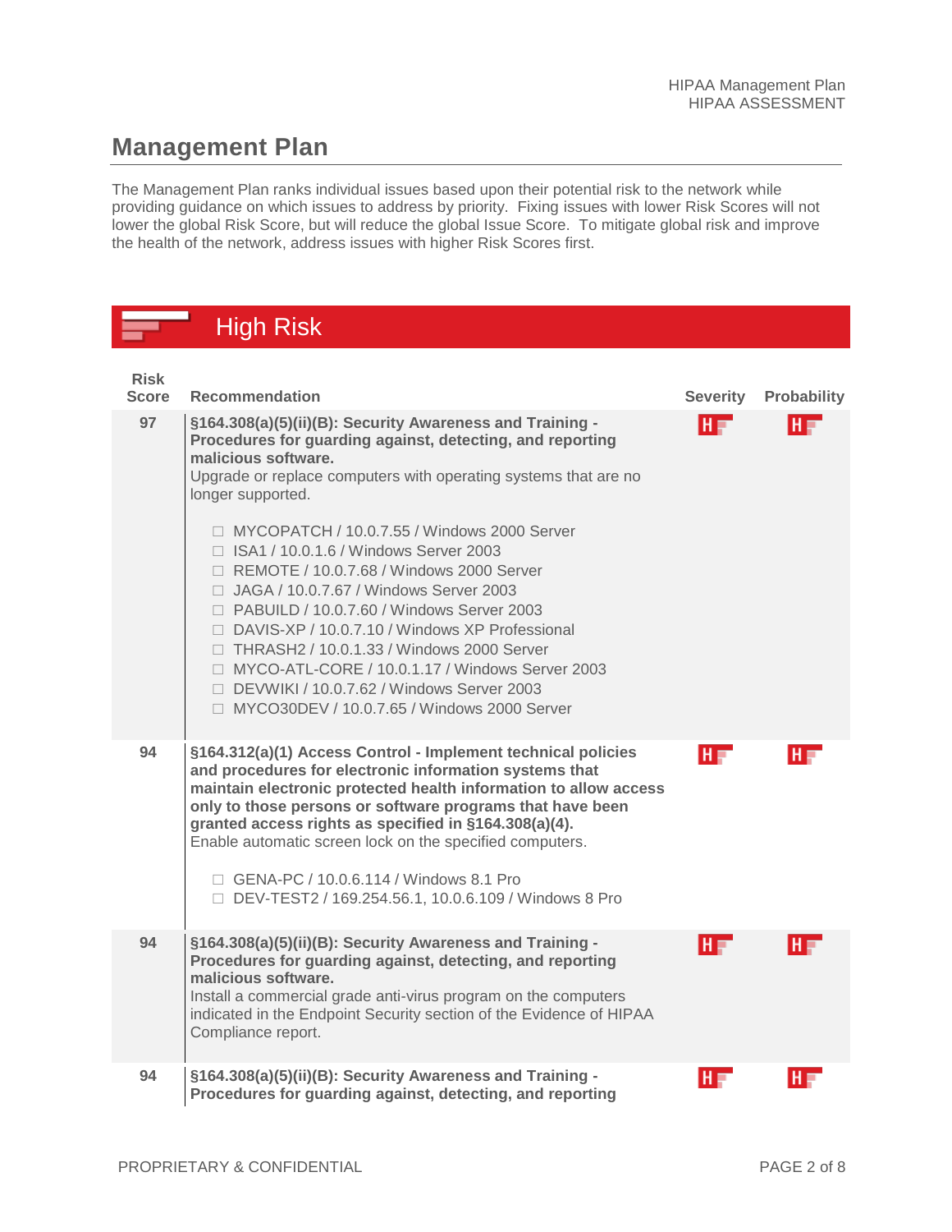# Management Plan

The Management Plan ranks individual issues based upon their potential risk to the network while providing guidance on which issues to address by priority. Fixing issues with lower Risk Scores will not lower the global Risk Score, but will reduce the global Issue Score. To mitigate global risk and improve the health of the network, address issues with higher Risk Scores first.

## High Risk

| Risk Score | Recommendation | Severity | Probability |
|---|---|---|---|
| 97 | **§164.308(a)(5)(ii)(B): Security Awareness and Training - Procedures for guarding against, detecting, and reporting malicious software.**<br>Upgrade or replace computers with operating systems that are no longer supported.<br><br>☐ MYCOPATCH / 10.0.7.55 / Windows 2000 Server<br>☐ ISA1 / 10.0.1.6 / Windows Server 2003<br>☐ REMOTE / 10.0.7.68 / Windows 2000 Server<br>☐ JAGA / 10.0.7.67 / Windows Server 2003<br>☐ PABUILD / 10.0.7.60 / Windows Server 2003<br>☐ DAVIS-XP / 10.0.7.10 / Windows XP Professional<br>☐ THRASH2 / 10.0.1.33 / Windows 2000 Server<br>☐ MYCO-ATL-CORE / 10.0.1.17 / Windows Server 2003<br>☐ DEVWIKI / 10.0.7.62 / Windows Server 2003<br>☐ MYCO30DEV / 10.0.7.65 / Windows 2000 Server | H | H |
| 94 | **§164.312(a)(1) Access Control - Implement technical policies and procedures for electronic information systems that maintain electronic protected health information to allow access only to those persons or software programs that have been granted access rights as specified in §164.308(a)(4).**<br>Enable automatic screen lock on the specified computers.<br><br>☐ GENA-PC / 10.0.6.114 / Windows 8.1 Pro<br>☐ DEV-TEST2 / 169.254.56.1, 10.0.6.109 / Windows 8 Pro | H | H |
| 94 | **§164.308(a)(5)(ii)(B): Security Awareness and Training - Procedures for guarding against, detecting, and reporting malicious software.**<br>Install a commercial grade anti-virus program on the computers indicated in the Endpoint Security section of the Evidence of HIPAA Compliance report. | H | H |
| 94 | **§164.308(a)(5)(ii)(B): Security Awareness and Training - Procedures for guarding against, detecting, and reporting** | H | H |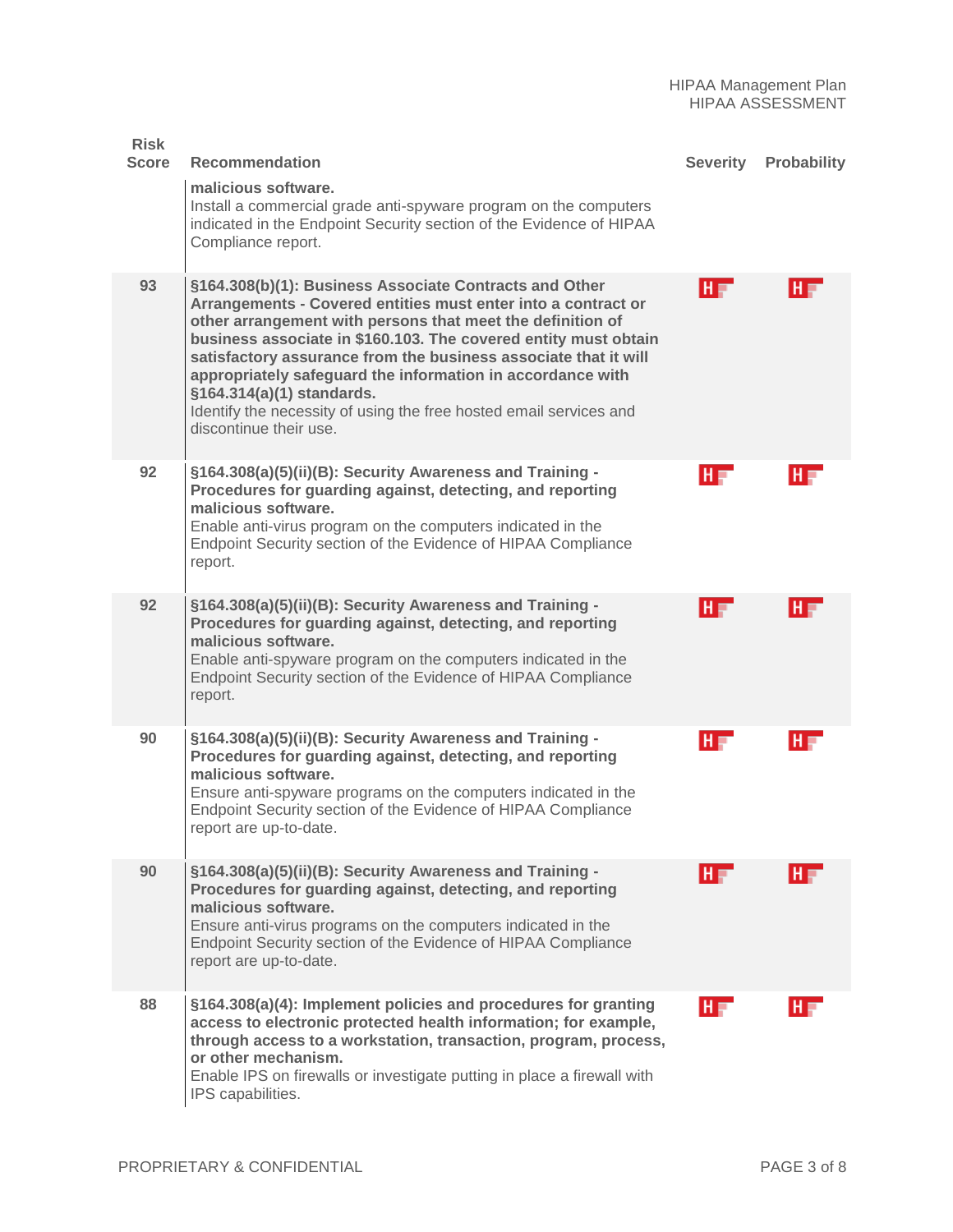| Risk Score | Recommendation | Severity | Probability |
|---|---|---|---|
| | **malicious software.** Install a commercial grade anti-spyware program on the computers indicated in the Endpoint Security section of the Evidence of HIPAA Compliance report. | | |
| 93 | **§164.308(b)(1): Business Associate Contracts and Other Arrangements - Covered entities must enter into a contract or other arrangement with persons that meet the definition of business associate in $160.103. The covered entity must obtain satisfactory assurance from the business associate that it will appropriately safeguard the information in accordance with §164.314(a)(1) standards.** Identify the necessity of using the free hosted email services and discontinue their use. | H | H |
| 92 | **§164.308(a)(5)(ii)(B): Security Awareness and Training - Procedures for guarding against, detecting, and reporting malicious software.** Enable anti-virus program on the computers indicated in the Endpoint Security section of the Evidence of HIPAA Compliance report. | H | H |
| 92 | **§164.308(a)(5)(ii)(B): Security Awareness and Training - Procedures for guarding against, detecting, and reporting malicious software.** Enable anti-spyware program on the computers indicated in the Endpoint Security section of the Evidence of HIPAA Compliance report. | H | H |
| 90 | **§164.308(a)(5)(ii)(B): Security Awareness and Training - Procedures for guarding against, detecting, and reporting malicious software.** Ensure anti-spyware programs on the computers indicated in the Endpoint Security section of the Evidence of HIPAA Compliance report are up-to-date. | H | H |
| 90 | **§164.308(a)(5)(ii)(B): Security Awareness and Training - Procedures for guarding against, detecting, and reporting malicious software.** Ensure anti-virus programs on the computers indicated in the Endpoint Security section of the Evidence of HIPAA Compliance report are up-to-date. | H | H |
| 88 | **§164.308(a)(4): Implement policies and procedures for granting access to electronic protected health information; for example, through access to a workstation, transaction, program, process, or other mechanism.** Enable IPS on firewalls or investigate putting in place a firewall with IPS capabilities. | H | H |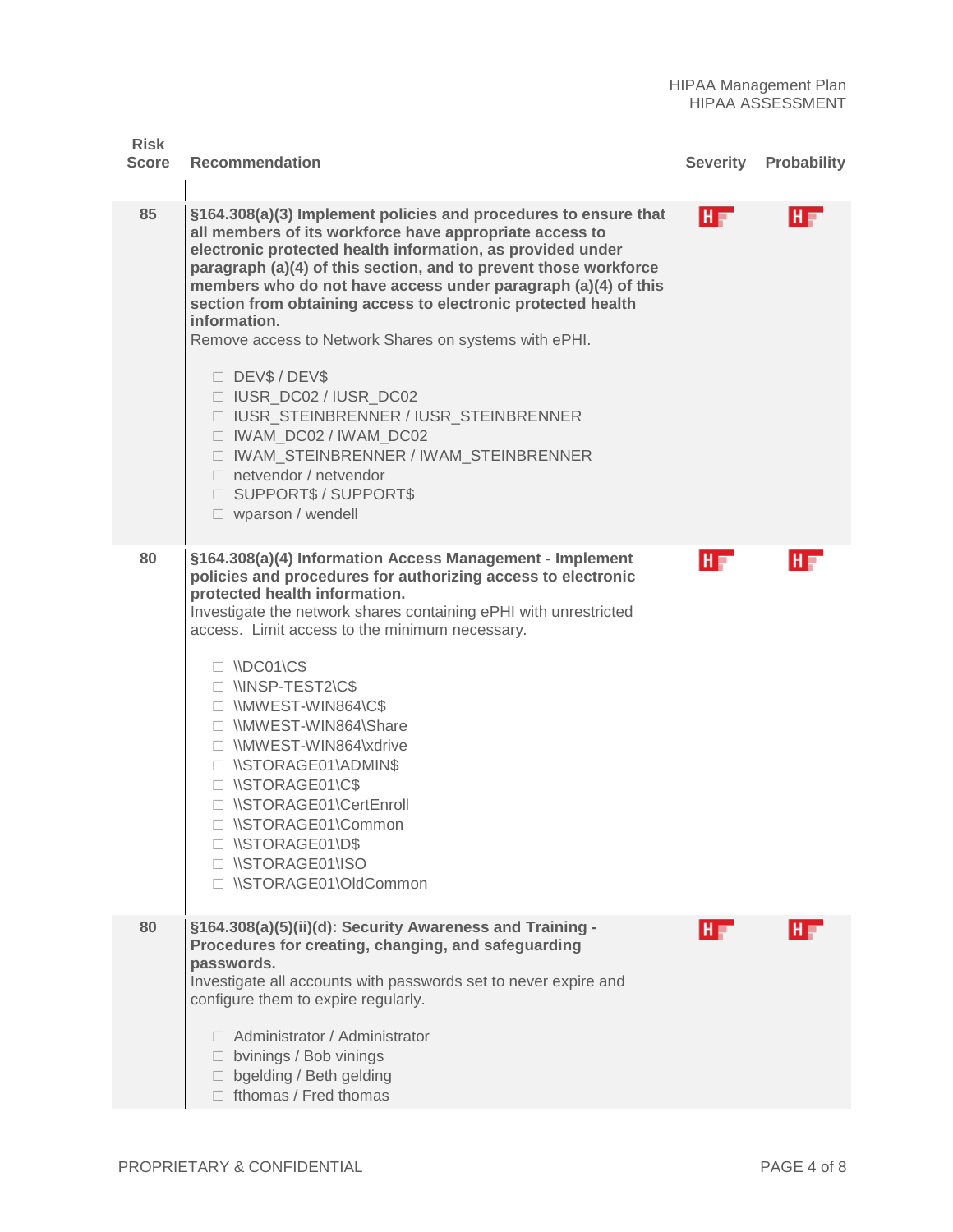| Risk Score | Recommendation | Severity | Probability |
|---|---|---|---|
| 85 | **§164.308(a)(3) Implement policies and procedures to ensure that all members of its workforce have appropriate access to electronic protected health information, as provided under paragraph (a)(4) of this section, and to prevent those workforce members who do not have access under paragraph (a)(4) of this section from obtaining access to electronic protected health information.**<br>Remove access to Network Shares on systems with ePHI.<br><br>☐ DEV$ / DEV$<br>☐ IUSR_DC02 / IUSR_DC02<br>☐ IUSR_STEINBRENNER / IUSR_STEINBRENNER<br>☐ IWAM_DC02 / IWAM_DC02<br>☐ IWAM_STEINBRENNER / IWAM_STEINBRENNER<br>☐ netvendor / netvendor<br>☐ SUPPORT$ / SUPPORT$<br>☐ wparson / wendell | H | H |
| 80 | **§164.308(a)(4) Information Access Management - Implement policies and procedures for authorizing access to electronic protected health information.**<br>Investigate the network shares containing ePHI with unrestricted access. Limit access to the minimum necessary.<br><br>☐ \\DC01\C$<br>☐ \\INSP-TEST2\C$<br>☐ \\MWEST-WIN864\C$<br>☐ \\MWEST-WIN864\Share<br>☐ \\MWEST-WIN864\xdrive<br>☐ \\STORAGE01\ADMIN$<br>☐ \\STORAGE01\C$<br>☐ \\STORAGE01\CertEnroll<br>☐ \\STORAGE01\Common<br>☐ \\STORAGE01\D$<br>☐ \\STORAGE01\ISO<br>☐ \\STORAGE01\OldCommon | H | H |
| 80 | **§164.308(a)(5)(ii)(d): Security Awareness and Training - Procedures for creating, changing, and safeguarding passwords.**<br>Investigate all accounts with passwords set to never expire and configure them to expire regularly.<br><br>☐ Administrator / Administrator<br>☐ bvinings / Bob vinings<br>☐ bgelding / Beth gelding<br>☐ fthomas / Fred thomas | H | H |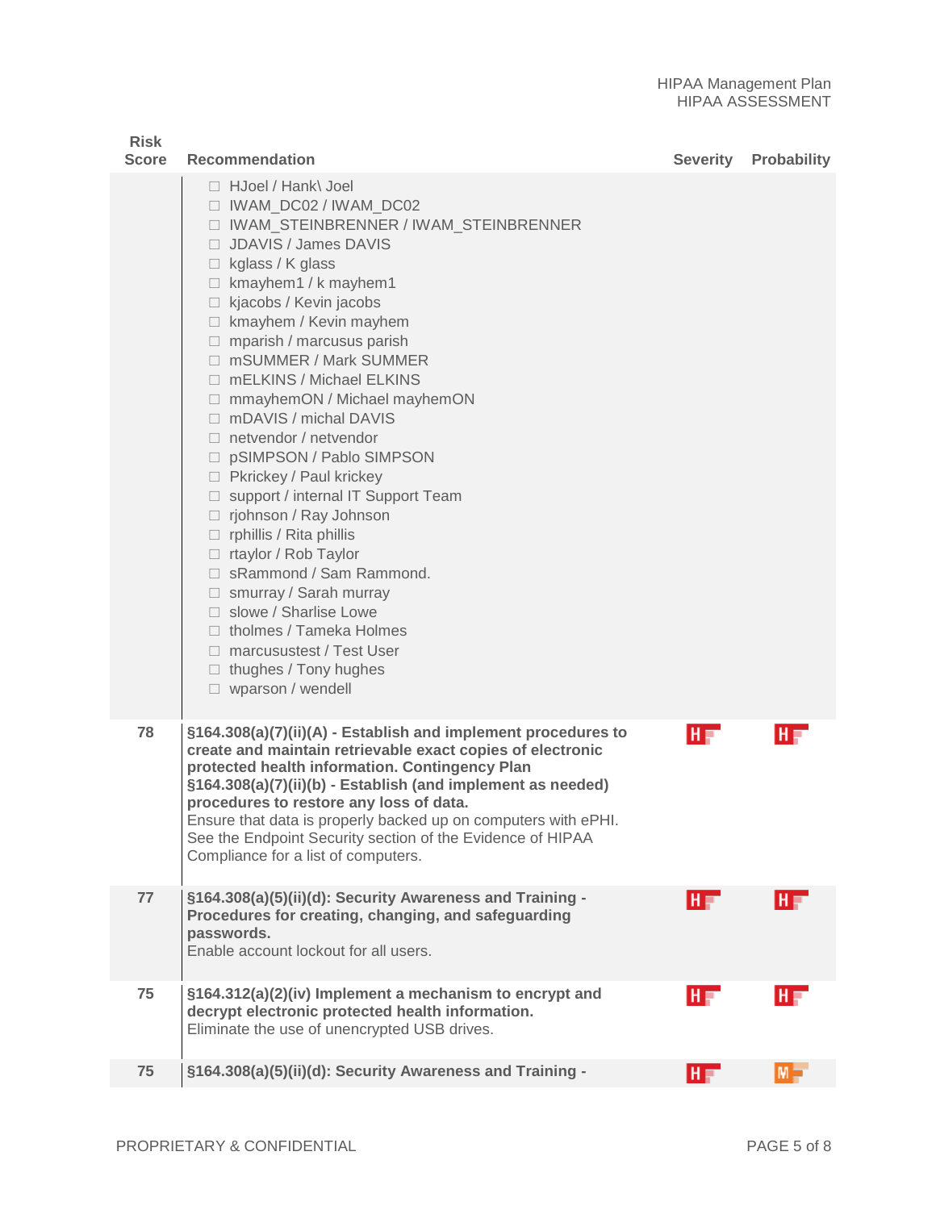| Risk Score | Recommendation | Severity | Probability |
|---|---|---|---|
| | ☐ HJoel / Hank\ Joel<br>☐ IWAM_DC02 / IWAM_DC02<br>☐ IWAM_STEINBRENNER / IWAM_STEINBRENNER<br>☐ JDAVIS / James DAVIS<br>☐ kglass / K glass<br>☐ kmayhem1 / k mayhem1<br>☐ kjacobs / Kevin jacobs<br>☐ kmayhem / Kevin mayhem<br>☐ mparish / marcusus parish<br>☐ mSUMMER / Mark SUMMER<br>☐ mELKINS / Michael ELKINS<br>☐ mmayhemON / Michael mayhemON<br>☐ mDAVIS / michal DAVIS<br>☐ netvendor / netvendor<br>☐ pSIMPSON / Pablo SIMPSON<br>☐ Pkrickey / Paul krickey<br>☐ support / internal IT Support Team<br>☐ rjohnson / Ray Johnson<br>☐ rphillis / Rita phillis<br>☐ rtaylor / Rob Taylor<br>☐ sRammond / Sam Rammond.<br>☐ smurray / Sarah murray<br>☐ slowe / Sharlise Lowe<br>☐ tholmes / Tameka Holmes<br>☐ marcusustest / Test User<br>☐ thughes / Tony hughes<br>☐ wparson / wendell | | |
| 78 | **§164.308(a)(7)(ii)(A) - Establish and implement procedures to create and maintain retrievable exact copies of electronic protected health information. Contingency Plan §164.308(a)(7)(ii)(b) - Establish (and implement as needed) procedures to restore any loss of data.**<br>Ensure that data is properly backed up on computers with ePHI. See the Endpoint Security section of the Evidence of HIPAA Compliance for a list of computers. | H | H |
| 77 | **§164.308(a)(5)(ii)(d): Security Awareness and Training - Procedures for creating, changing, and safeguarding passwords.**<br>Enable account lockout for all users. | H | H |
| 75 | **§164.312(a)(2)(iv) Implement a mechanism to encrypt and decrypt electronic protected health information.**<br>Eliminate the use of unencrypted USB drives. | H | H |
| 75 | **§164.308(a)(5)(ii)(d): Security Awareness and Training -** | H | M |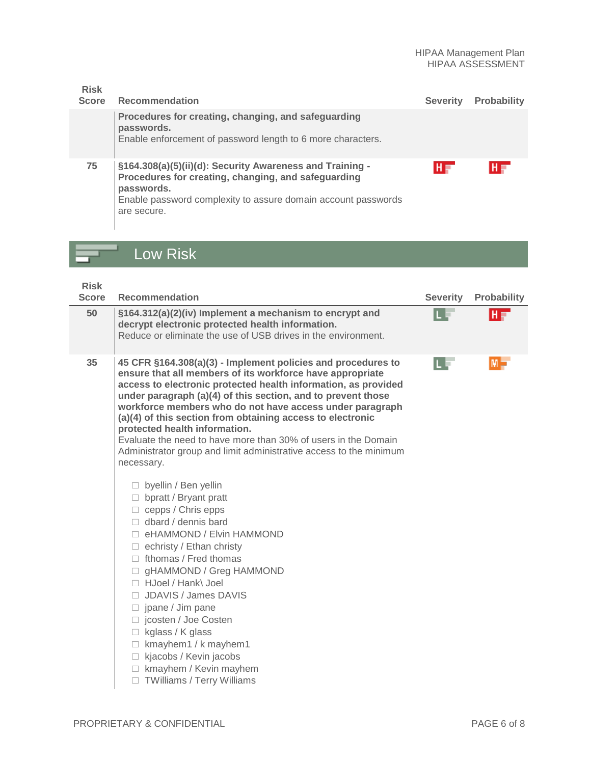| Risk Score | Recommendation | Severity | Probability |
|---|---|---|---|
| | **Procedures for creating, changing, and safeguarding passwords.** Enable enforcement of password length to 6 more characters. | | |
| 75 | **§164.308(a)(5)(ii)(d): Security Awareness and Training - Procedures for creating, changing, and safeguarding passwords.** Enable password complexity to assure domain account passwords are secure. | H | H |

## Low Risk

| Risk Score | Recommendation | Severity | Probability |
|---|---|---|---|
| 50 | **§164.312(a)(2)(iv) Implement a mechanism to encrypt and decrypt electronic protected health information.** Reduce or eliminate the use of USB drives in the environment. | L | H |
| 35 | **45 CFR §164.308(a)(3) - Implement policies and procedures to ensure that all members of its workforce have appropriate access to electronic protected health information, as provided under paragraph (a)(4) of this section, and to prevent those workforce members who do not have access under paragraph (a)(4) of this section from obtaining access to electronic protected health information.** Evaluate the need to have more than 30% of users in the Domain Administrator group and limit administrative access to the minimum necessary.<br><br>☐ byellin / Ben yellin<br>☐ bpratt / Bryant pratt<br>☐ cepps / Chris epps<br>☐ dbard / dennis bard<br>☐ eHAMMOND / Elvin HAMMOND<br>☐ echristy / Ethan christy<br>☐ fthomas / Fred thomas<br>☐ gHAMMOND / Greg HAMMOND<br>☐ HJoel / Hank\ Joel<br>☐ JDAVIS / James DAVIS<br>☐ jpane / Jim pane<br>☐ jcosten / Joe Costen<br>☐ kglass / K glass<br>☐ kmayhem1 / k mayhem1<br>☐ kjacobs / Kevin jacobs<br>☐ kmayhem / Kevin mayhem<br>☐ TWilliams / Terry Williams | L | M |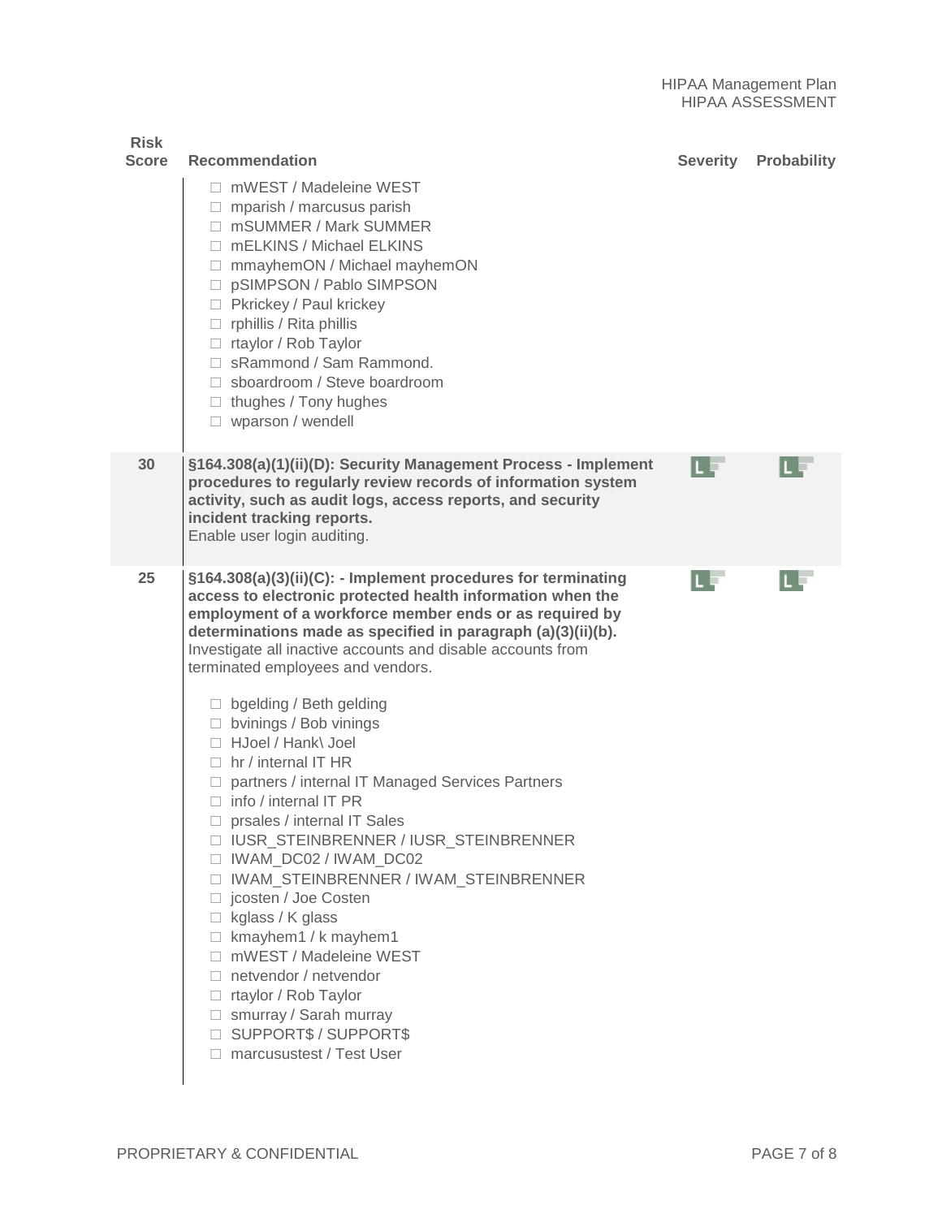| Risk Score | Recommendation | Severity | Probability |
|---|---|---|---|
| | ☐ mWEST / Madeleine WEST<br>☐ mparish / marcusus parish<br>☐ mSUMMER / Mark SUMMER<br>☐ mELKINS / Michael ELKINS<br>☐ mmayhemON / Michael mayhemON<br>☐ pSIMPSON / Pablo SIMPSON<br>☐ Pkrickey / Paul krickey<br>☐ rphillis / Rita phillis<br>☐ rtaylor / Rob Taylor<br>☐ sRammond / Sam Rammond.<br>☐ sboardroom / Steve boardroom<br>☐ thughes / Tony hughes<br>☐ wparson / wendell | | |
| 30 | **§164.308(a)(1)(ii)(D): Security Management Process - Implement procedures to regularly review records of information system activity, such as audit logs, access reports, and security incident tracking reports.**<br>Enable user login auditing. | L | L |
| 25 | **§164.308(a)(3)(ii)(C): - Implement procedures for terminating access to electronic protected health information when the employment of a workforce member ends or as required by determinations made as specified in paragraph (a)(3)(ii)(b).**<br>Investigate all inactive accounts and disable accounts from terminated employees and vendors.<br><br>☐ bgelding / Beth gelding<br>☐ bvinings / Bob vinings<br>☐ HJoel / Hank\ Joel<br>☐ hr / internal IT HR<br>☐ partners / internal IT Managed Services Partners<br>☐ info / internal IT PR<br>☐ prsales / internal IT Sales<br>☐ IUSR_STEINBRENNER / IUSR_STEINBRENNER<br>☐ IWAM_DC02 / IWAM_DC02<br>☐ IWAM_STEINBRENNER / IWAM_STEINBRENNER<br>☐ jcosten / Joe Costen<br>☐ kglass / K glass<br>☐ kmayhem1 / k mayhem1<br>☐ mWEST / Madeleine WEST<br>☐ netvendor / netvendor<br>☐ rtaylor / Rob Taylor<br>☐ smurray / Sarah murray<br>☐ SUPPORT$ / SUPPORT$<br>☐ marcusustest / Test User | L | L |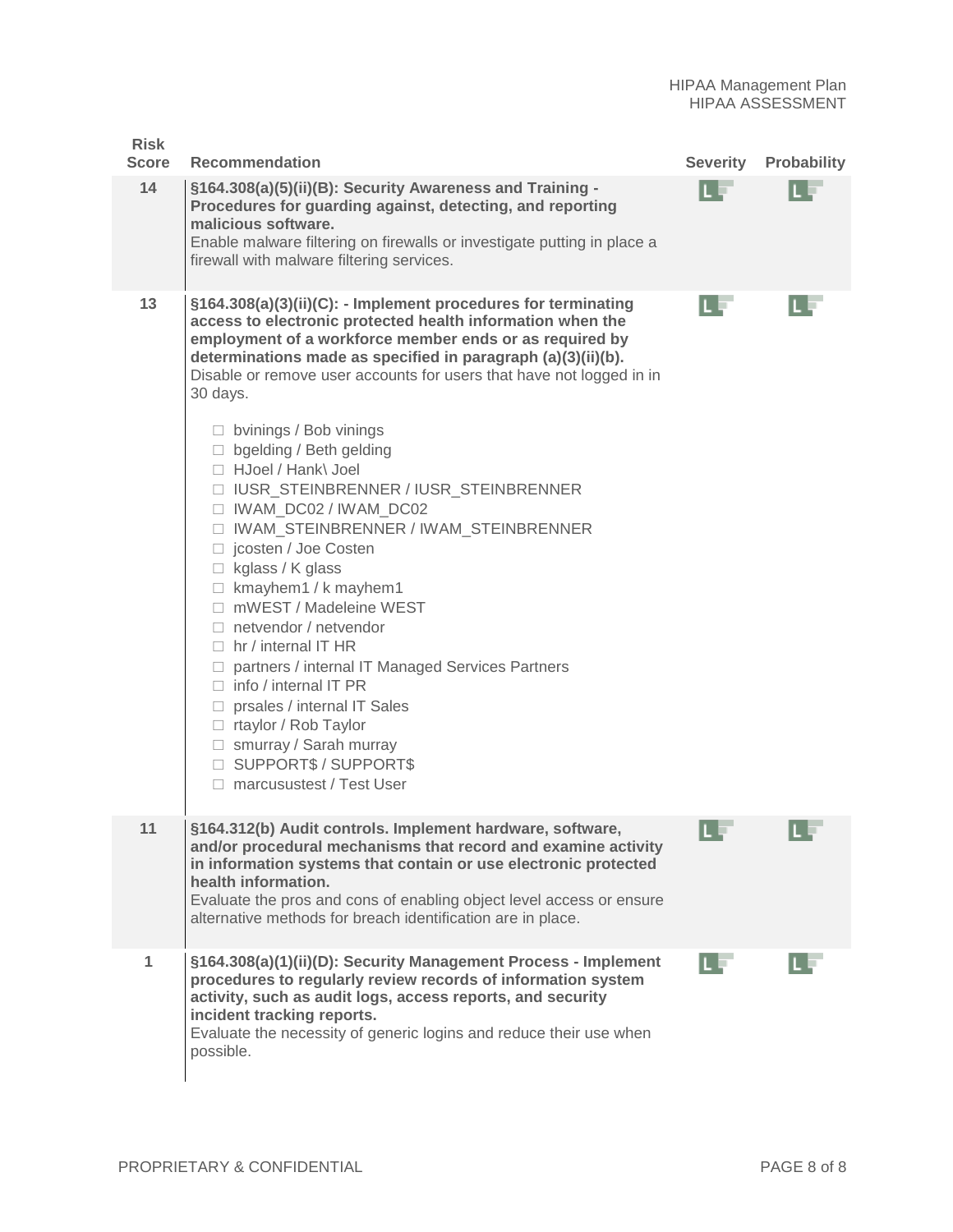| Risk Score | Recommendation | Severity | Probability |
|---|---|---|---|
| 14 | **§164.308(a)(5)(ii)(B): Security Awareness and Training - Procedures for guarding against, detecting, and reporting malicious software.** Enable malware filtering on firewalls or investigate putting in place a firewall with malware filtering services. | L | L |
| 13 | **§164.308(a)(3)(ii)(C): - Implement procedures for terminating access to electronic protected health information when the employment of a workforce member ends or as required by determinations made as specified in paragraph (a)(3)(ii)(b).** Disable or remove user accounts for users that have not logged in in 30 days. <br><br> ☐ bvinings / Bob vinings <br> ☐ bgelding / Beth gelding <br> ☐ HJoel / Hank\ Joel <br> ☐ IUSR_STEINBRENNER / IUSR_STEINBRENNER <br> ☐ IWAM_DC02 / IWAM_DC02 <br> ☐ IWAM_STEINBRENNER / IWAM_STEINBRENNER <br> ☐ jcosten / Joe Costen <br> ☐ kglass / K glass <br> ☐ kmayhem1 / k mayhem1 <br> ☐ mWEST / Madeleine WEST <br> ☐ netvendor / netvendor <br> ☐ hr / internal IT HR <br> ☐ partners / internal IT Managed Services Partners <br> ☐ info / internal IT PR <br> ☐ prsales / internal IT Sales <br> ☐ rtaylor / Rob Taylor <br> ☐ smurray / Sarah murray <br> ☐ SUPPORT$ / SUPPORT$ <br> ☐ marcusustest / Test User | L | L |
| 11 | **§164.312(b) Audit controls. Implement hardware, software, and/or procedural mechanisms that record and examine activity in information systems that contain or use electronic protected health information.** Evaluate the pros and cons of enabling object level access or ensure alternative methods for breach identification are in place. | L | L |
| 1 | **§164.308(a)(1)(ii)(D): Security Management Process - Implement procedures to regularly review records of information system activity, such as audit logs, access reports, and security incident tracking reports.** Evaluate the necessity of generic logins and reduce their use when possible. | L | L |